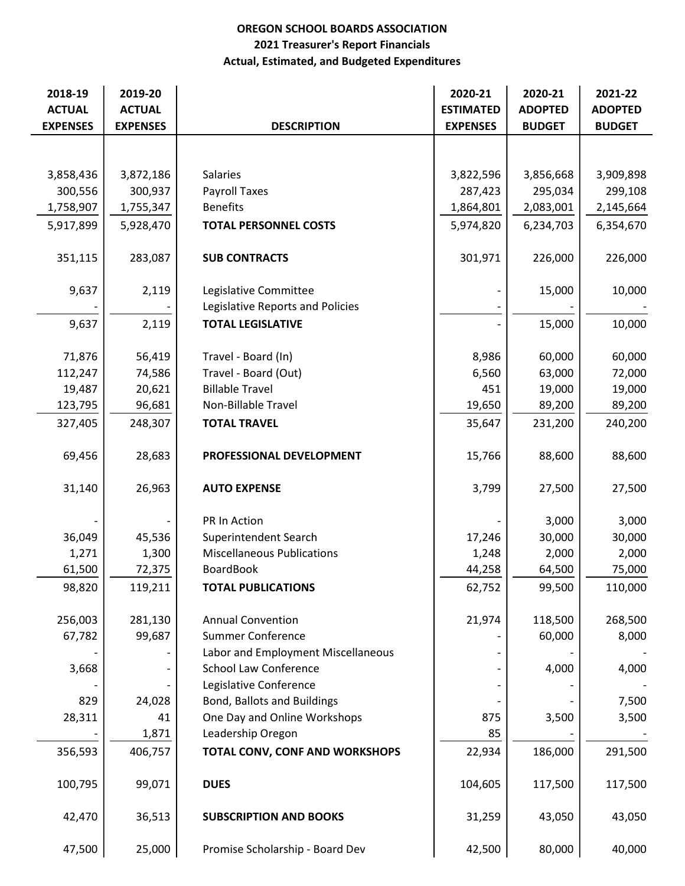**OREGON SCHOOL BOARDS ASSOCIATION**
**2021 Treasurer's Report Financials**
**Actual, Estimated, and Budgeted Expenditures**

| 2018-19 ACTUAL EXPENSES | 2019-20 ACTUAL EXPENSES | DESCRIPTION | 2020-21 ESTIMATED EXPENSES | 2020-21 ADOPTED BUDGET | 2021-22 ADOPTED BUDGET |
|---|---|---|---|---|---|
| 3,858,436 | 3,872,186 | Salaries | 3,822,596 | 3,856,668 | 3,909,898 |
| 300,556 | 300,937 | Payroll Taxes | 287,423 | 295,034 | 299,108 |
| 1,758,907 | 1,755,347 | Benefits | 1,864,801 | 2,083,001 | 2,145,664 |
| 5,917,899 | 5,928,470 | **TOTAL PERSONNEL COSTS** | 5,974,820 | 6,234,703 | 6,354,670 |
| 351,115 | 283,087 | **SUB CONTRACTS** | 301,971 | 226,000 | 226,000 |
| 9,637 | 2,119 | Legislative Committee | - | 15,000 | 10,000 |
| - | - | Legislative Reports and Policies | - | - | - |
| 9,637 | 2,119 | **TOTAL LEGISLATIVE** | - | 15,000 | 10,000 |
| 71,876 | 56,419 | Travel - Board (In) | 8,986 | 60,000 | 60,000 |
| 112,247 | 74,586 | Travel - Board (Out) | 6,560 | 63,000 | 72,000 |
| 19,487 | 20,621 | Billable Travel | 451 | 19,000 | 19,000 |
| 123,795 | 96,681 | Non-Billable Travel | 19,650 | 89,200 | 89,200 |
| 327,405 | 248,307 | **TOTAL TRAVEL** | 35,647 | 231,200 | 240,200 |
| 69,456 | 28,683 | **PROFESSIONAL DEVELOPMENT** | 15,766 | 88,600 | 88,600 |
| 31,140 | 26,963 | **AUTO EXPENSE** | 3,799 | 27,500 | 27,500 |
| - | - | PR In Action | - | 3,000 | 3,000 |
| 36,049 | 45,536 | Superintendent Search | 17,246 | 30,000 | 30,000 |
| 1,271 | 1,300 | Miscellaneous Publications | 1,248 | 2,000 | 2,000 |
| 61,500 | 72,375 | BoardBook | 44,258 | 64,500 | 75,000 |
| 98,820 | 119,211 | **TOTAL PUBLICATIONS** | 62,752 | 99,500 | 110,000 |
| 256,003 | 281,130 | Annual Convention | 21,974 | 118,500 | 268,500 |
| 67,782 | 99,687 | Summer Conference | - | 60,000 | 8,000 |
| - | - | Labor and Employment Miscellaneous | - | - | - |
| 3,668 | - | School Law Conference | - | 4,000 | 4,000 |
| - | - | Legislative Conference | - | - | - |
| 829 | 24,028 | Bond, Ballots and Buildings | - | - | 7,500 |
| 28,311 | 41 | One Day and Online Workshops | 875 | 3,500 | 3,500 |
| - | 1,871 | Leadership Oregon | 85 | - | - |
| 356,593 | 406,757 | **TOTAL CONV, CONF AND WORKSHOPS** | 22,934 | 186,000 | 291,500 |
| 100,795 | 99,071 | **DUES** | 104,605 | 117,500 | 117,500 |
| 42,470 | 36,513 | **SUBSCRIPTION AND BOOKS** | 31,259 | 43,050 | 43,050 |
| 47,500 | 25,000 | Promise Scholarship - Board Dev | 42,500 | 80,000 | 40,000 |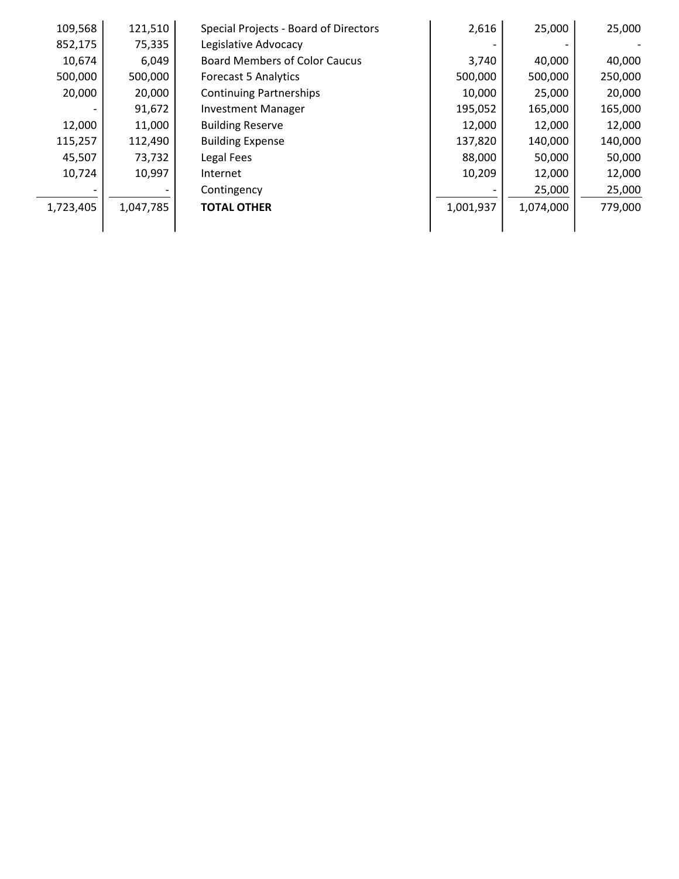| | | | | | |
|---|---|---|---|---|---|
| 109,568 | 121,510 | Special Projects - Board of Directors | 2,616 | 25,000 | 25,000 |
| 852,175 | 75,335 | Legislative Advocacy | - | - | - |
| 10,674 | 6,049 | Board Members of Color Caucus | 3,740 | 40,000 | 40,000 |
| 500,000 | 500,000 | Forecast 5 Analytics | 500,000 | 500,000 | 250,000 |
| 20,000 | 20,000 | Continuing Partnerships | 10,000 | 25,000 | 20,000 |
| - | 91,672 | Investment Manager | 195,052 | 165,000 | 165,000 |
| 12,000 | 11,000 | Building Reserve | 12,000 | 12,000 | 12,000 |
| 115,257 | 112,490 | Building Expense | 137,820 | 140,000 | 140,000 |
| 45,507 | 73,732 | Legal Fees | 88,000 | 50,000 | 50,000 |
| 10,724 | 10,997 | Internet | 10,209 | 12,000 | 12,000 |
| - | - | Contingency | - | 25,000 | 25,000 |
| 1,723,405 | 1,047,785 | **TOTAL OTHER** | 1,001,937 | 1,074,000 | 779,000 |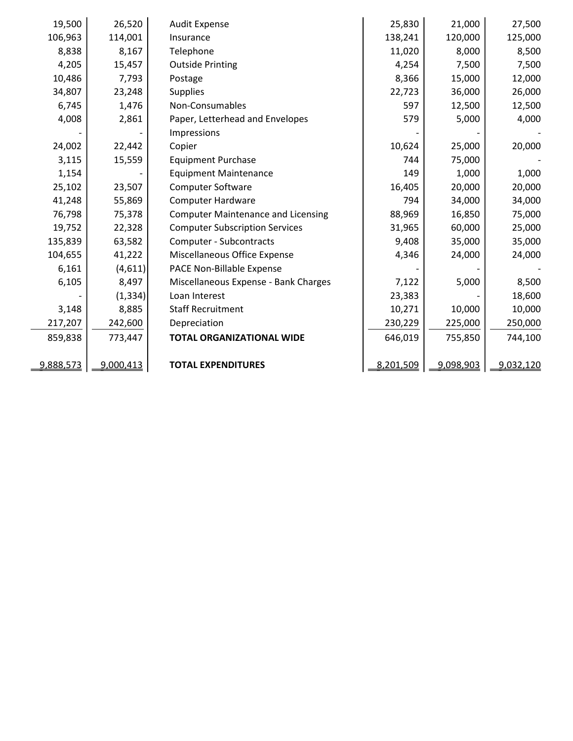| | | | | | |
|---|---|---|---|---|---|
| 19,500 | 26,520 | Audit Expense | 25,830 | 21,000 | 27,500 |
| 106,963 | 114,001 | Insurance | 138,241 | 120,000 | 125,000 |
| 8,838 | 8,167 | Telephone | 11,020 | 8,000 | 8,500 |
| 4,205 | 15,457 | Outside Printing | 4,254 | 7,500 | 7,500 |
| 10,486 | 7,793 | Postage | 8,366 | 15,000 | 12,000 |
| 34,807 | 23,248 | Supplies | 22,723 | 36,000 | 26,000 |
| 6,745 | 1,476 | Non-Consumables | 597 | 12,500 | 12,500 |
| 4,008 | 2,861 | Paper, Letterhead and Envelopes | 579 | 5,000 | 4,000 |
| - | - | Impressions | - | - | - |
| 24,002 | 22,442 | Copier | 10,624 | 25,000 | 20,000 |
| 3,115 | 15,559 | Equipment Purchase | 744 | 75,000 | - |
| 1,154 | - | Equipment Maintenance | 149 | 1,000 | 1,000 |
| 25,102 | 23,507 | Computer Software | 16,405 | 20,000 | 20,000 |
| 41,248 | 55,869 | Computer Hardware | 794 | 34,000 | 34,000 |
| 76,798 | 75,378 | Computer Maintenance and Licensing | 88,969 | 16,850 | 75,000 |
| 19,752 | 22,328 | Computer Subscription Services | 31,965 | 60,000 | 25,000 |
| 135,839 | 63,582 | Computer - Subcontracts | 9,408 | 35,000 | 35,000 |
| 104,655 | 41,222 | Miscellaneous Office Expense | 4,346 | 24,000 | 24,000 |
| 6,161 | (4,611) | PACE Non-Billable Expense | - | - | - |
| 6,105 | 8,497 | Miscellaneous Expense - Bank Charges | 7,122 | 5,000 | 8,500 |
| - | (1,334) | Loan Interest | 23,383 | - | 18,600 |
| 3,148 | 8,885 | Staff Recruitment | 10,271 | 10,000 | 10,000 |
| 217,207 | 242,600 | Depreciation | 230,229 | 225,000 | 250,000 |
| 859,838 | 773,447 | **TOTAL ORGANIZATIONAL WIDE** | 646,019 | 755,850 | 744,100 |
| 9,888,573 | 9,000,413 | **TOTAL EXPENDITURES** | 8,201,509 | 9,098,903 | 9,032,120 |